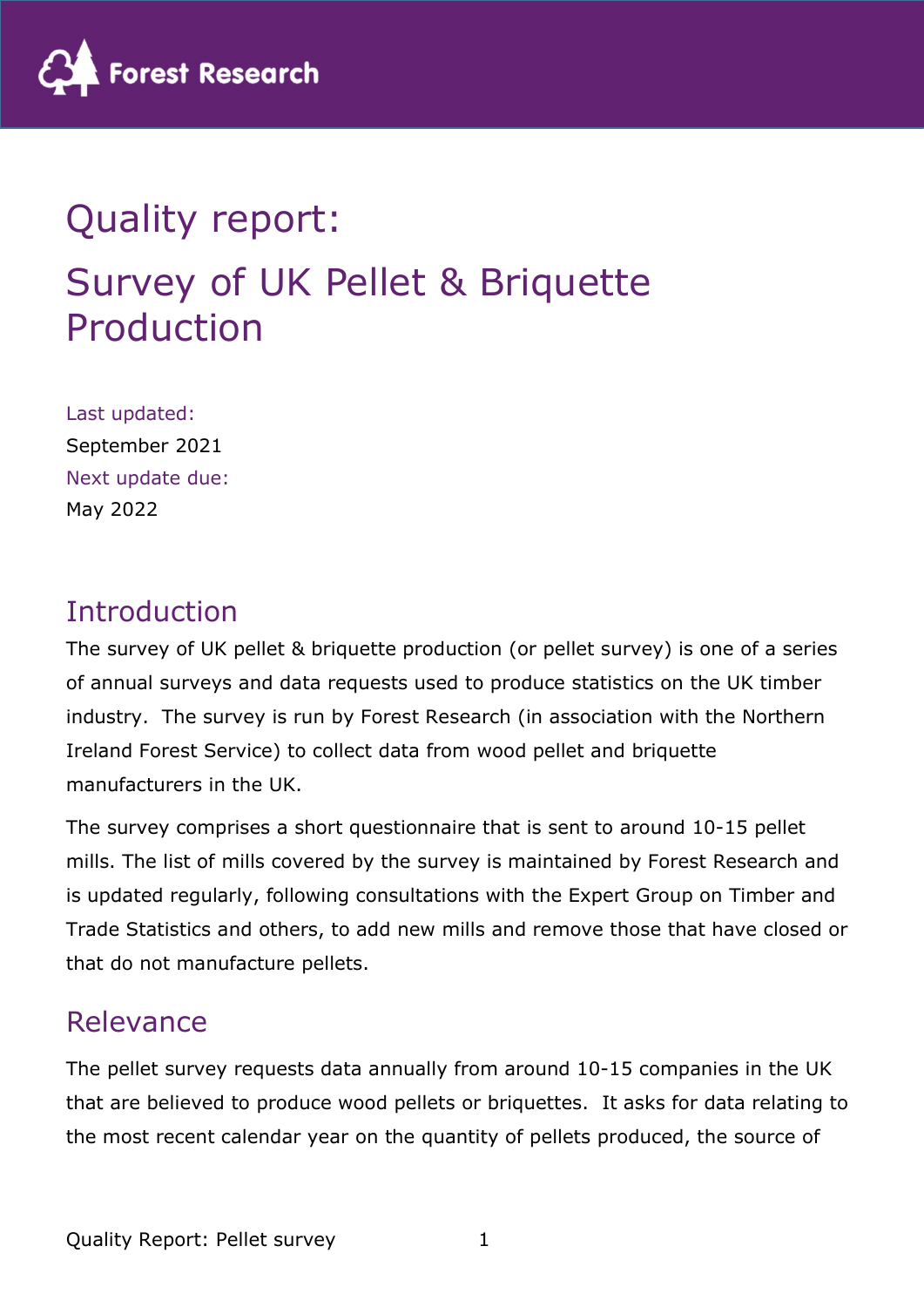# Quality report:

# Survey of UK Pellet & Briquette Production

Last updated:

September 2021

Next update due:

May 2022

## Introduction

The survey of UK pellet & briquette production (or pellet survey) is one of a series of annual surveys and data requests used to produce statistics on the UK timber industry. The survey is run by Forest Research (in association with the Northern Ireland Forest Service) to collect data from wood pellet and briquette manufacturers in the UK.

The survey comprises a short questionnaire that is sent to around 10-15 pellet mills. The list of mills covered by the survey is maintained by Forest Research and is updated regularly, following consultations with the Expert Group on Timber and Trade Statistics and others, to add new mills and remove those that have closed or that do not manufacture pellets.

## Relevance

The pellet survey requests data annually from around 10-15 companies in the UK that are believed to produce wood pellets or briquettes. It asks for data relating to the most recent calendar year on the quantity of pellets produced, the source of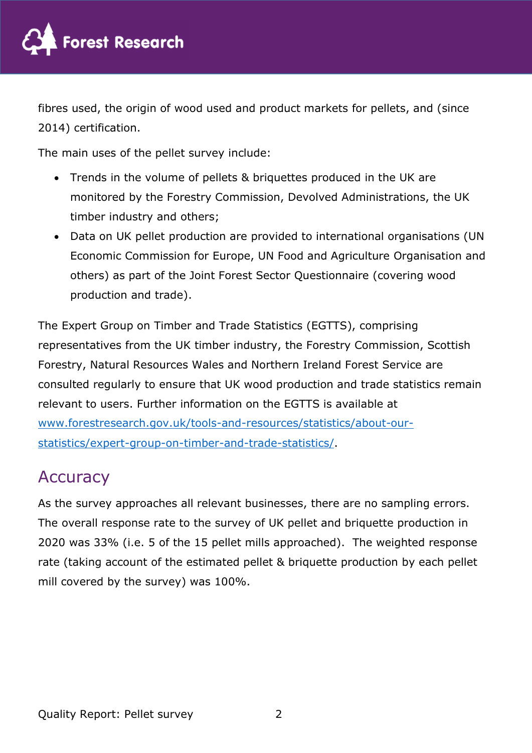fibres used, the origin of wood used and product markets for pellets, and (since 2014) certification.

The main uses of the pellet survey include:

- Trends in the volume of pellets & briquettes produced in the UK are monitored by the Forestry Commission, Devolved Administrations, the UK timber industry and others;
- Data on UK pellet production are provided to international organisations (UN Economic Commission for Europe, UN Food and Agriculture Organisation and others) as part of the Joint Forest Sector Questionnaire (covering wood production and trade).

The Expert Group on Timber and Trade Statistics (EGTTS), comprising representatives from the UK timber industry, the Forestry Commission, Scottish Forestry, Natural Resources Wales and Northern Ireland Forest Service are consulted regularly to ensure that UK wood production and trade statistics remain relevant to users. Further information on the EGTTS is available at [www.forestresearch.gov.uk/tools-and-resources/statistics/about-our-statistics/expert-group-on-timber-and-trade-statistics/](www.forestresearch.gov.uk/tools-and-resources/statistics/about-our-statistics/expert-group-on-timber-and-trade-statistics/).

## Accuracy

As the survey approaches all relevant businesses, there are no sampling errors. The overall response rate to the survey of UK pellet and briquette production in 2020 was 33% (i.e. 5 of the 15 pellet mills approached). The weighted response rate (taking account of the estimated pellet & briquette production by each pellet mill covered by the survey) was 100%.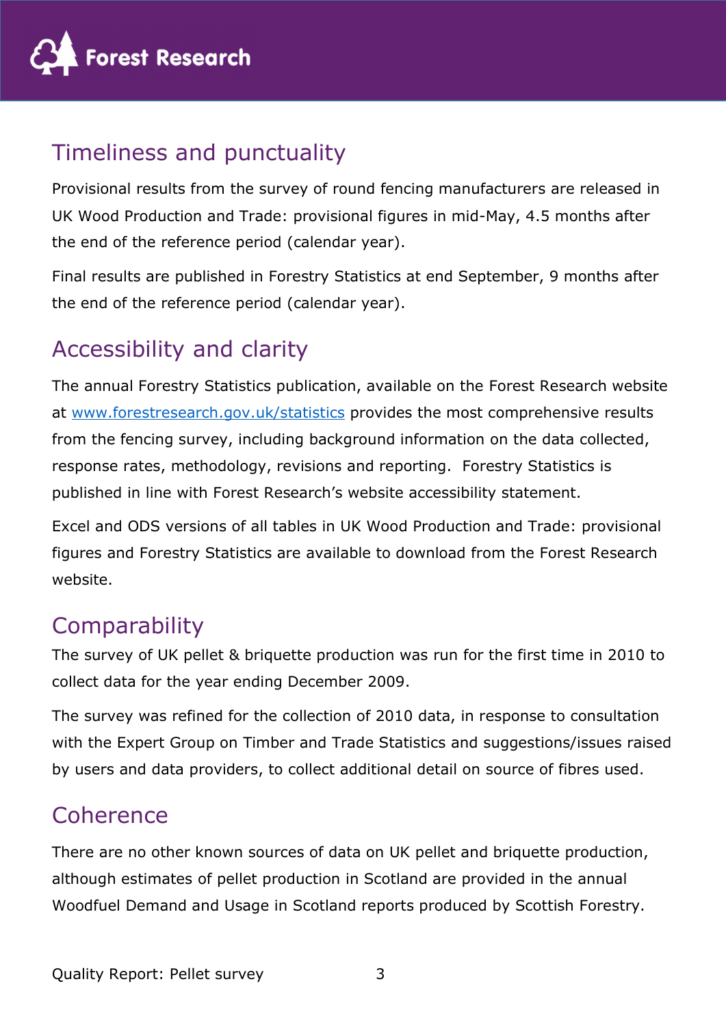## Timeliness and punctuality

Provisional results from the survey of round fencing manufacturers are released in UK Wood Production and Trade: provisional figures in mid-May, 4.5 months after the end of the reference period (calendar year).

Final results are published in Forestry Statistics at end September, 9 months after the end of the reference period (calendar year).

## Accessibility and clarity

The annual Forestry Statistics publication, available on the Forest Research website at [www.forestresearch.gov.uk/statistics](http://www.forestresearch.gov.uk/statistics) provides the most comprehensive results from the fencing survey, including background information on the data collected, response rates, methodology, revisions and reporting. Forestry Statistics is published in line with Forest Research's website accessibility statement.

Excel and ODS versions of all tables in UK Wood Production and Trade: provisional figures and Forestry Statistics are available to download from the Forest Research website.

## Comparability

The survey of UK pellet & briquette production was run for the first time in 2010 to collect data for the year ending December 2009.

The survey was refined for the collection of 2010 data, in response to consultation with the Expert Group on Timber and Trade Statistics and suggestions/issues raised by users and data providers, to collect additional detail on source of fibres used.

## Coherence

There are no other known sources of data on UK pellet and briquette production, although estimates of pellet production in Scotland are provided in the annual Woodfuel Demand and Usage in Scotland reports produced by Scottish Forestry.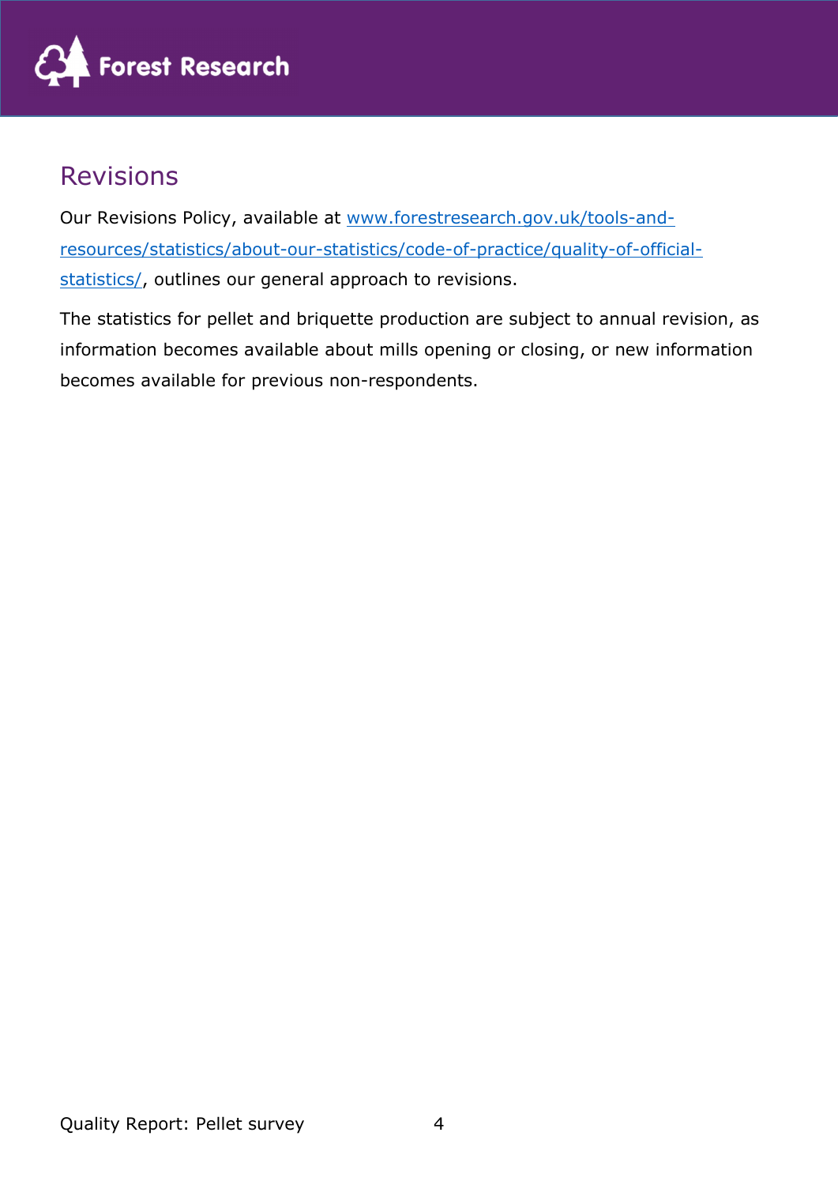## Revisions

Our Revisions Policy, available at [www.forestresearch.gov.uk/tools-and-resources/statistics/about-our-statistics/code-of-practice/quality-of-official-statistics/](www.forestresearch.gov.uk/tools-and-resources/statistics/about-our-statistics/code-of-practice/quality-of-official-statistics/), outlines our general approach to revisions.

The statistics for pellet and briquette production are subject to annual revision, as information becomes available about mills opening or closing, or new information becomes available for previous non-respondents.